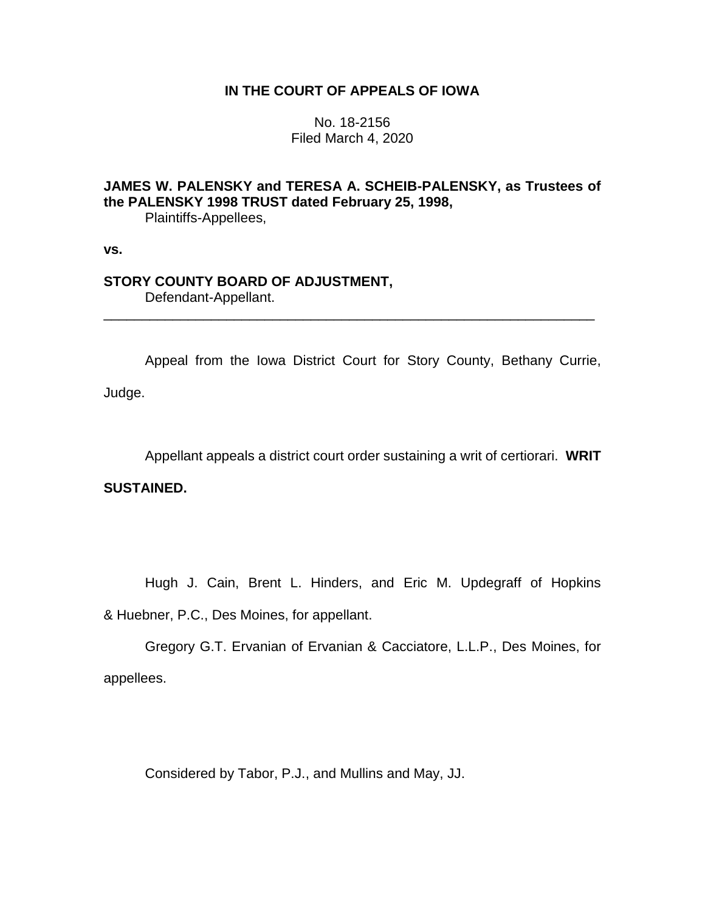**IN THE COURT OF APPEALS OF IOWA**

No. 18-2156
Filed March 4, 2020

**JAMES W. PALENSKY and TERESA A. SCHEIB-PALENSKY, as Trustees of the PALENSKY 1998 TRUST dated February 25, 1998,**
Plaintiffs-Appellees,

**vs.**

**STORY COUNTY BOARD OF ADJUSTMENT,**
Defendant-Appellant.

---

Appeal from the Iowa District Court for Story County, Bethany Currie, Judge.

Appellant appeals a district court order sustaining a writ of certiorari. **WRIT SUSTAINED.**

Hugh J. Cain, Brent L. Hinders, and Eric M. Updegraff of Hopkins & Huebner, P.C., Des Moines, for appellant.

Gregory G.T. Ervanian of Ervanian & Cacciatore, L.L.P., Des Moines, for appellees.

Considered by Tabor, P.J., and Mullins and May, JJ.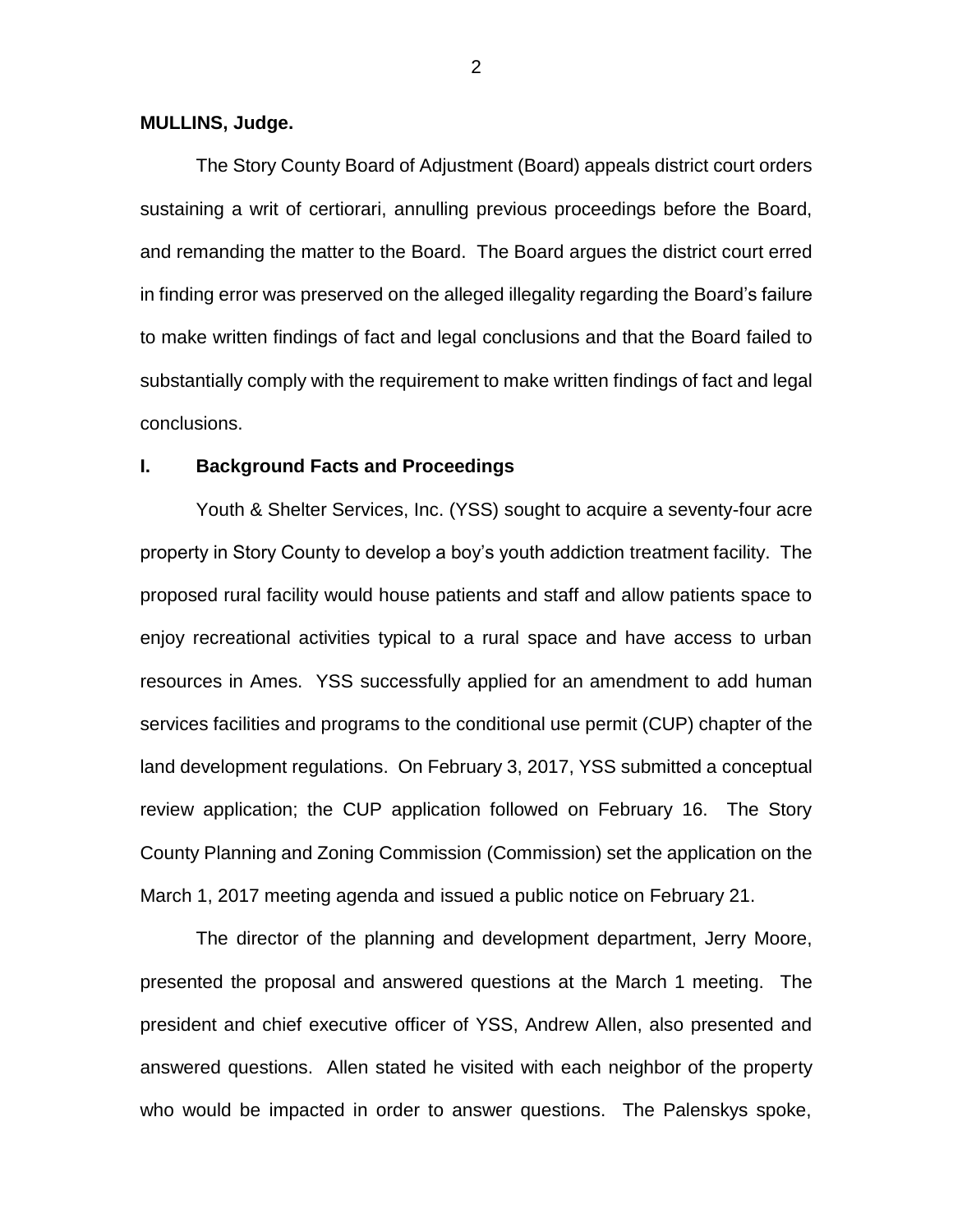**MULLINS, Judge.**

The Story County Board of Adjustment (Board) appeals district court orders sustaining a writ of certiorari, annulling previous proceedings before the Board, and remanding the matter to the Board. The Board argues the district court erred in finding error was preserved on the alleged illegality regarding the Board's failure to make written findings of fact and legal conclusions and that the Board failed to substantially comply with the requirement to make written findings of fact and legal conclusions.

## I. Background Facts and Proceedings

Youth & Shelter Services, Inc. (YSS) sought to acquire a seventy-four acre property in Story County to develop a boy's youth addiction treatment facility. The proposed rural facility would house patients and staff and allow patients space to enjoy recreational activities typical to a rural space and have access to urban resources in Ames. YSS successfully applied for an amendment to add human services facilities and programs to the conditional use permit (CUP) chapter of the land development regulations. On February 3, 2017, YSS submitted a conceptual review application; the CUP application followed on February 16. The Story County Planning and Zoning Commission (Commission) set the application on the March 1, 2017 meeting agenda and issued a public notice on February 21.

The director of the planning and development department, Jerry Moore, presented the proposal and answered questions at the March 1 meeting. The president and chief executive officer of YSS, Andrew Allen, also presented and answered questions. Allen stated he visited with each neighbor of the property who would be impacted in order to answer questions. The Palenskys spoke,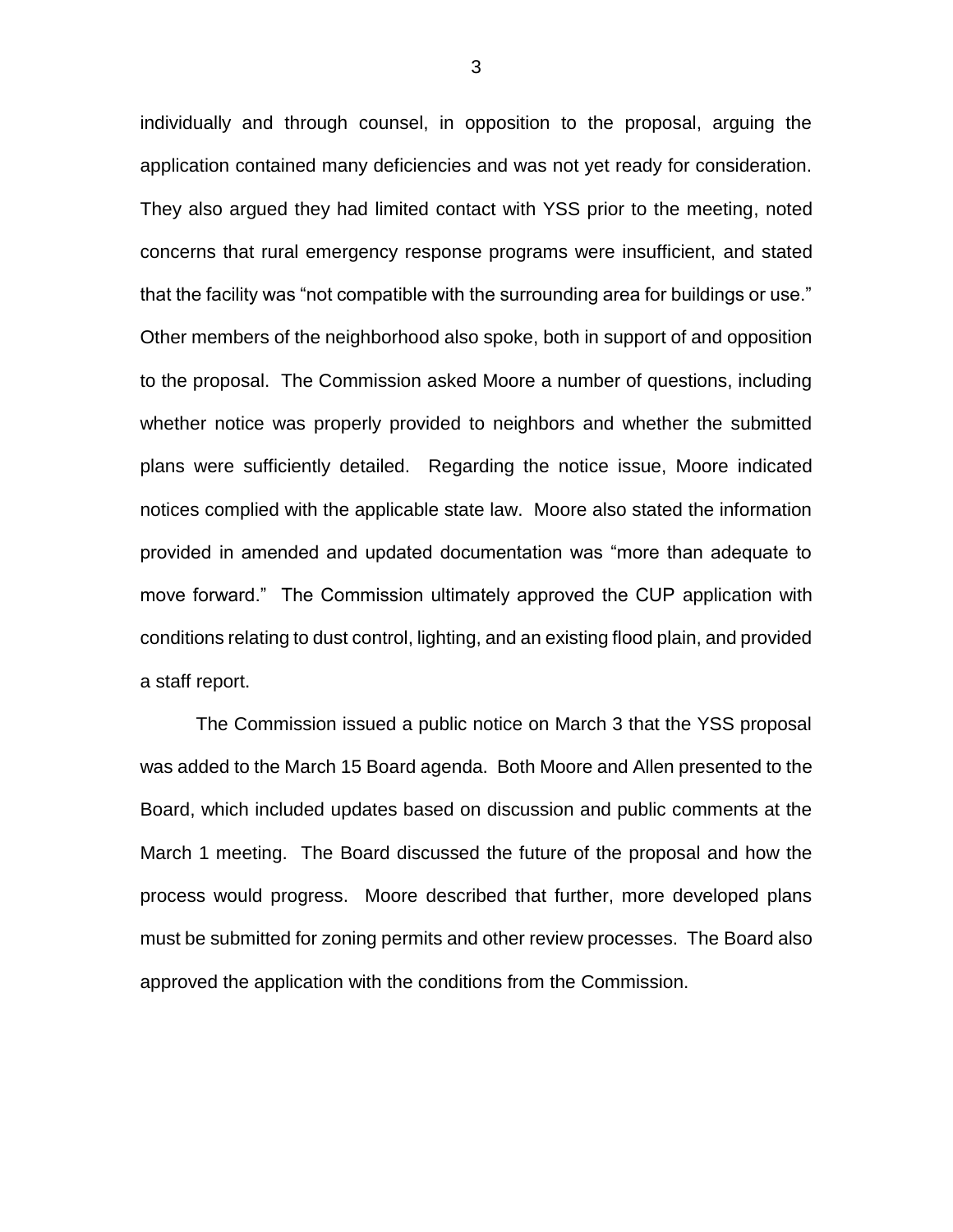individually and through counsel, in opposition to the proposal, arguing the application contained many deficiencies and was not yet ready for consideration. They also argued they had limited contact with YSS prior to the meeting, noted concerns that rural emergency response programs were insufficient, and stated that the facility was "not compatible with the surrounding area for buildings or use." Other members of the neighborhood also spoke, both in support of and opposition to the proposal. The Commission asked Moore a number of questions, including whether notice was properly provided to neighbors and whether the submitted plans were sufficiently detailed. Regarding the notice issue, Moore indicated notices complied with the applicable state law. Moore also stated the information provided in amended and updated documentation was "more than adequate to move forward." The Commission ultimately approved the CUP application with conditions relating to dust control, lighting, and an existing flood plain, and provided a staff report.

The Commission issued a public notice on March 3 that the YSS proposal was added to the March 15 Board agenda. Both Moore and Allen presented to the Board, which included updates based on discussion and public comments at the March 1 meeting. The Board discussed the future of the proposal and how the process would progress. Moore described that further, more developed plans must be submitted for zoning permits and other review processes. The Board also approved the application with the conditions from the Commission.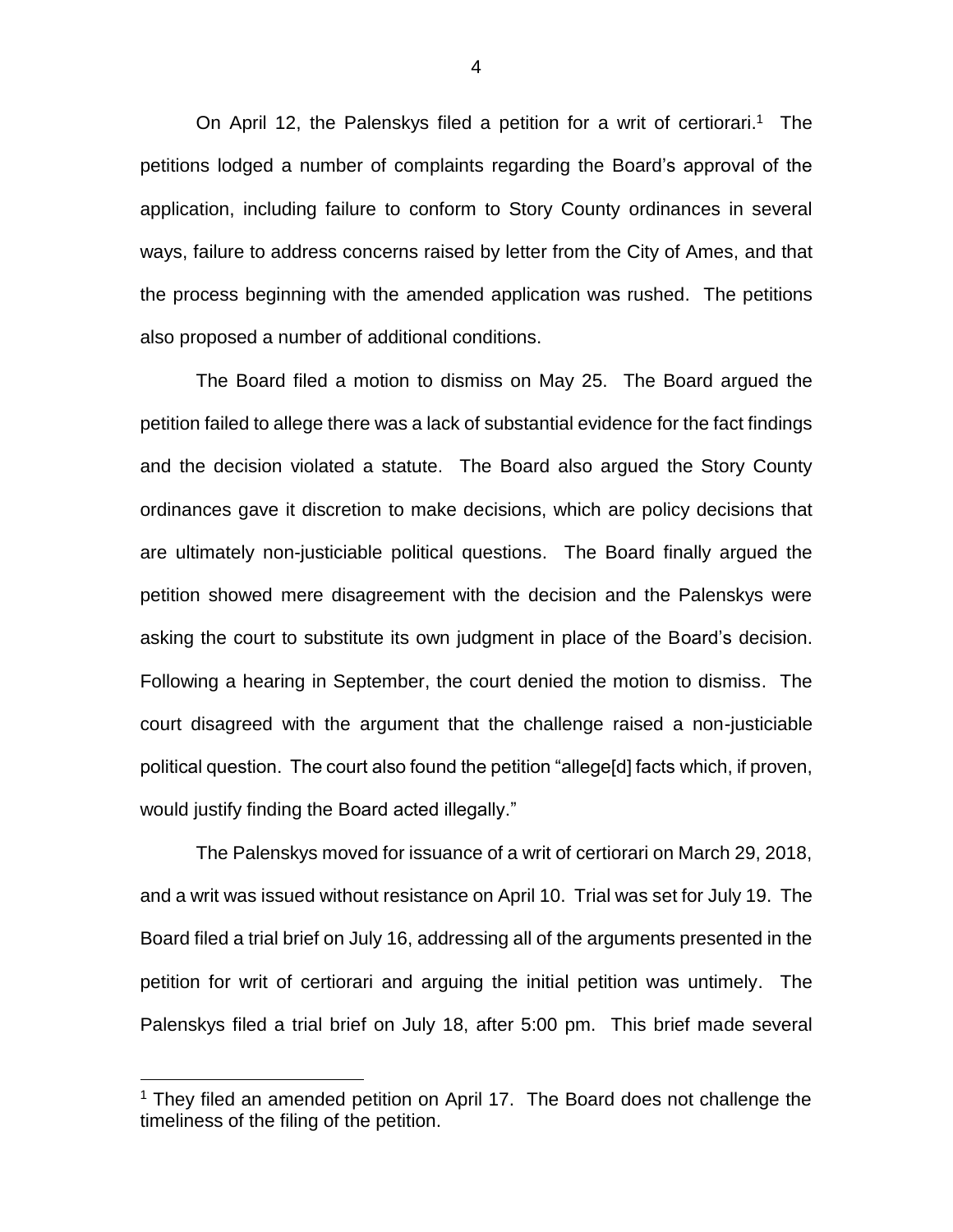On April 12, the Palenskys filed a petition for a writ of certiorari.[1] The petitions lodged a number of complaints regarding the Board's approval of the application, including failure to conform to Story County ordinances in several ways, failure to address concerns raised by letter from the City of Ames, and that the process beginning with the amended application was rushed. The petitions also proposed a number of additional conditions.

The Board filed a motion to dismiss on May 25. The Board argued the petition failed to allege there was a lack of substantial evidence for the fact findings and the decision violated a statute. The Board also argued the Story County ordinances gave it discretion to make decisions, which are policy decisions that are ultimately non-justiciable political questions. The Board finally argued the petition showed mere disagreement with the decision and the Palenskys were asking the court to substitute its own judgment in place of the Board's decision. Following a hearing in September, the court denied the motion to dismiss. The court disagreed with the argument that the challenge raised a non-justiciable political question. The court also found the petition "allege[d] facts which, if proven, would justify finding the Board acted illegally."

The Palenskys moved for issuance of a writ of certiorari on March 29, 2018, and a writ was issued without resistance on April 10. Trial was set for July 19. The Board filed a trial brief on July 16, addressing all of the arguments presented in the petition for writ of certiorari and arguing the initial petition was untimely. The Palenskys filed a trial brief on July 18, after 5:00 pm. This brief made several

---

[1] They filed an amended petition on April 17. The Board does not challenge the timeliness of the filing of the petition.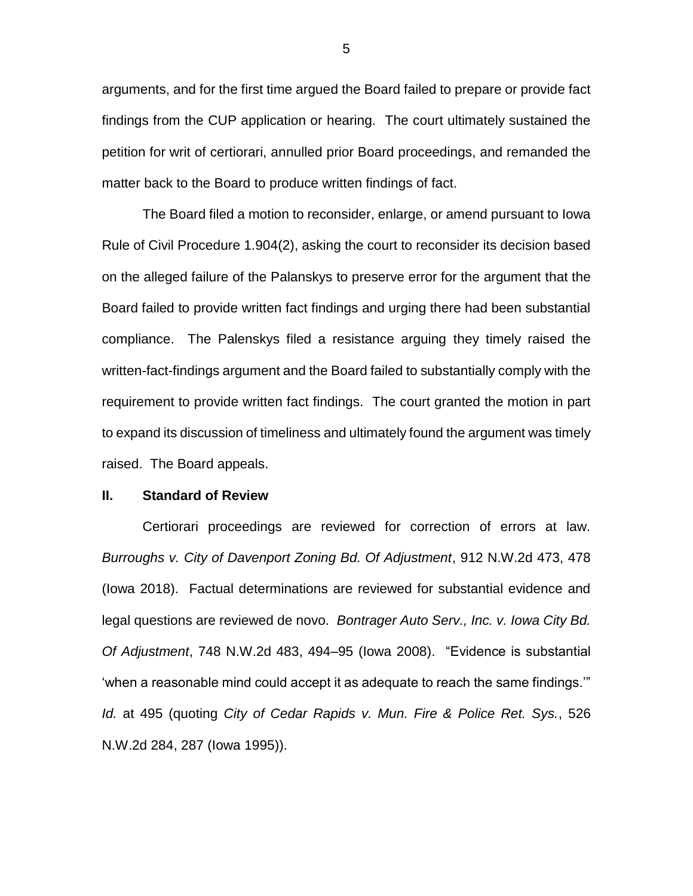arguments, and for the first time argued the Board failed to prepare or provide fact findings from the CUP application or hearing. The court ultimately sustained the petition for writ of certiorari, annulled prior Board proceedings, and remanded the matter back to the Board to produce written findings of fact.

The Board filed a motion to reconsider, enlarge, or amend pursuant to Iowa Rule of Civil Procedure 1.904(2), asking the court to reconsider its decision based on the alleged failure of the Palanskys to preserve error for the argument that the Board failed to provide written fact findings and urging there had been substantial compliance. The Palenskys filed a resistance arguing they timely raised the written-fact-findings argument and the Board failed to substantially comply with the requirement to provide written fact findings. The court granted the motion in part to expand its discussion of timeliness and ultimately found the argument was timely raised. The Board appeals.

## II. Standard of Review

Certiorari proceedings are reviewed for correction of errors at law. *Burroughs v. City of Davenport Zoning Bd. Of Adjustment*, 912 N.W.2d 473, 478 (Iowa 2018). Factual determinations are reviewed for substantial evidence and legal questions are reviewed de novo. *Bontrager Auto Serv., Inc. v. Iowa City Bd. Of Adjustment*, 748 N.W.2d 483, 494–95 (Iowa 2008). "Evidence is substantial 'when a reasonable mind could accept it as adequate to reach the same findings.'" *Id.* at 495 (quoting *City of Cedar Rapids v. Mun. Fire & Police Ret. Sys.*, 526 N.W.2d 284, 287 (Iowa 1995)).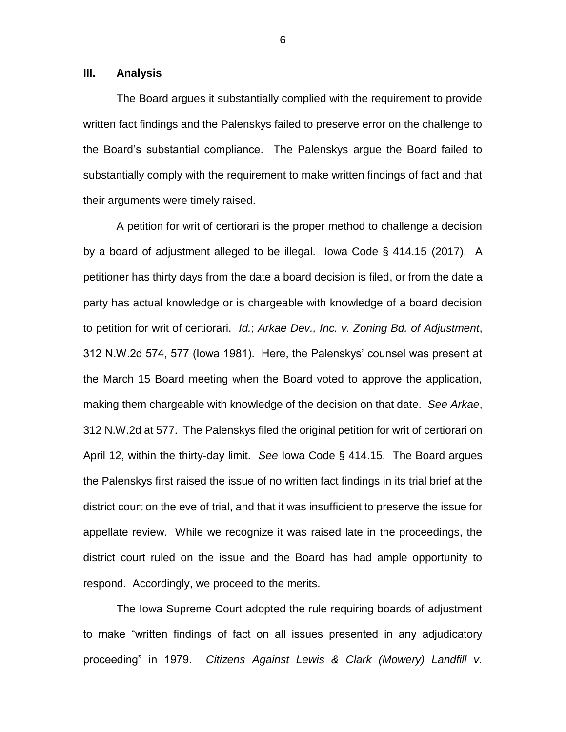## III. Analysis

The Board argues it substantially complied with the requirement to provide written fact findings and the Palenskys failed to preserve error on the challenge to the Board's substantial compliance. The Palenskys argue the Board failed to substantially comply with the requirement to make written findings of fact and that their arguments were timely raised.

A petition for writ of certiorari is the proper method to challenge a decision by a board of adjustment alleged to be illegal. Iowa Code § 414.15 (2017). A petitioner has thirty days from the date a board decision is filed, or from the date a party has actual knowledge or is chargeable with knowledge of a board decision to petition for writ of certiorari. *Id.*; *Arkae Dev., Inc. v. Zoning Bd. of Adjustment*, 312 N.W.2d 574, 577 (Iowa 1981). Here, the Palenskys' counsel was present at the March 15 Board meeting when the Board voted to approve the application, making them chargeable with knowledge of the decision on that date. *See Arkae*, 312 N.W.2d at 577. The Palenskys filed the original petition for writ of certiorari on April 12, within the thirty-day limit. *See* Iowa Code § 414.15. The Board argues the Palenskys first raised the issue of no written fact findings in its trial brief at the district court on the eve of trial, and that it was insufficient to preserve the issue for appellate review. While we recognize it was raised late in the proceedings, the district court ruled on the issue and the Board has had ample opportunity to respond. Accordingly, we proceed to the merits.

The Iowa Supreme Court adopted the rule requiring boards of adjustment to make "written findings of fact on all issues presented in any adjudicatory proceeding" in 1979. *Citizens Against Lewis & Clark (Mowery) Landfill v.*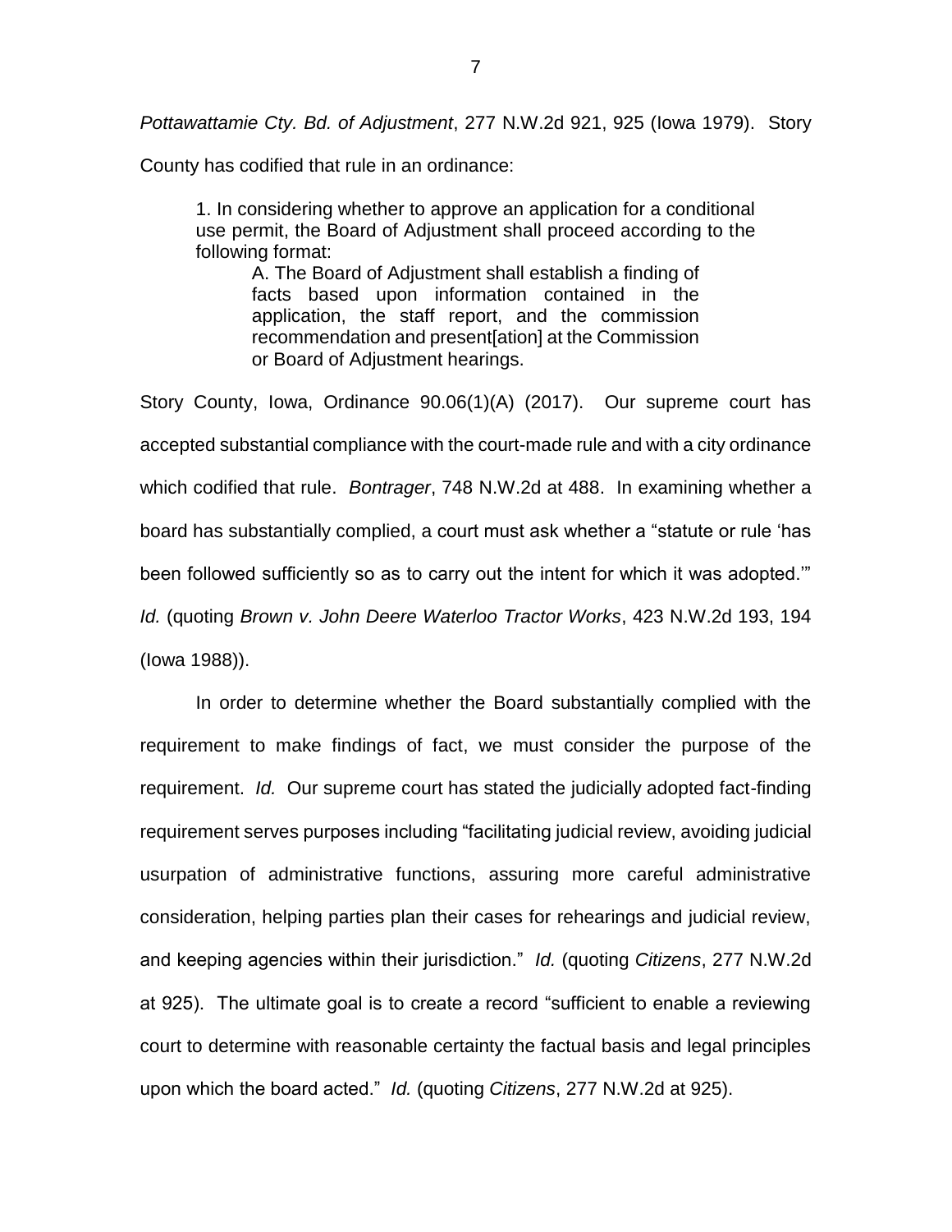*Pottawattamie Cty. Bd. of Adjustment*, 277 N.W.2d 921, 925 (Iowa 1979). Story County has codified that rule in an ordinance:

> 1. In considering whether to approve an application for a conditional use permit, the Board of Adjustment shall proceed according to the following format:
>
> > A. The Board of Adjustment shall establish a finding of facts based upon information contained in the application, the staff report, and the commission recommendation and present[ation] at the Commission or Board of Adjustment hearings.

Story County, Iowa, Ordinance 90.06(1)(A) (2017). Our supreme court has accepted substantial compliance with the court-made rule and with a city ordinance which codified that rule. *Bontrager*, 748 N.W.2d at 488. In examining whether a board has substantially complied, a court must ask whether a "statute or rule 'has been followed sufficiently so as to carry out the intent for which it was adopted.'" *Id.* (quoting *Brown v. John Deere Waterloo Tractor Works*, 423 N.W.2d 193, 194 (Iowa 1988)).

In order to determine whether the Board substantially complied with the requirement to make findings of fact, we must consider the purpose of the requirement. *Id.* Our supreme court has stated the judicially adopted fact-finding requirement serves purposes including "facilitating judicial review, avoiding judicial usurpation of administrative functions, assuring more careful administrative consideration, helping parties plan their cases for rehearings and judicial review, and keeping agencies within their jurisdiction." *Id.* (quoting *Citizens*, 277 N.W.2d at 925). The ultimate goal is to create a record "sufficient to enable a reviewing court to determine with reasonable certainty the factual basis and legal principles upon which the board acted." *Id.* (quoting *Citizens*, 277 N.W.2d at 925).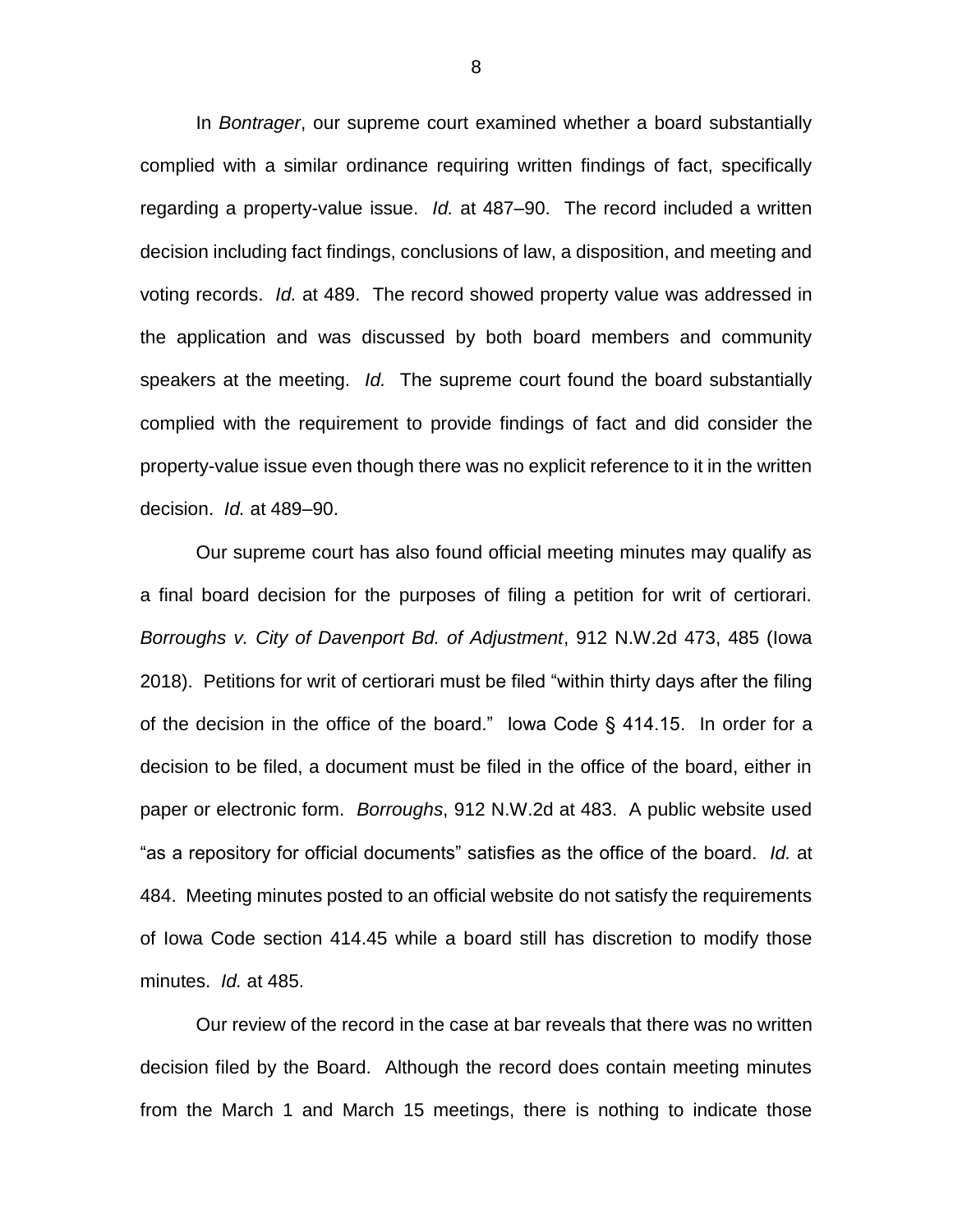In *Bontrager*, our supreme court examined whether a board substantially complied with a similar ordinance requiring written findings of fact, specifically regarding a property-value issue. *Id.* at 487–90. The record included a written decision including fact findings, conclusions of law, a disposition, and meeting and voting records. *Id.* at 489. The record showed property value was addressed in the application and was discussed by both board members and community speakers at the meeting. *Id.* The supreme court found the board substantially complied with the requirement to provide findings of fact and did consider the property-value issue even though there was no explicit reference to it in the written decision. *Id.* at 489–90.

Our supreme court has also found official meeting minutes may qualify as a final board decision for the purposes of filing a petition for writ of certiorari. *Borroughs v. City of Davenport Bd. of Adjustment*, 912 N.W.2d 473, 485 (Iowa 2018). Petitions for writ of certiorari must be filed "within thirty days after the filing of the decision in the office of the board." Iowa Code § 414.15. In order for a decision to be filed, a document must be filed in the office of the board, either in paper or electronic form. *Borroughs*, 912 N.W.2d at 483. A public website used "as a repository for official documents" satisfies as the office of the board. *Id.* at 484. Meeting minutes posted to an official website do not satisfy the requirements of Iowa Code section 414.45 while a board still has discretion to modify those minutes. *Id.* at 485.

Our review of the record in the case at bar reveals that there was no written decision filed by the Board. Although the record does contain meeting minutes from the March 1 and March 15 meetings, there is nothing to indicate those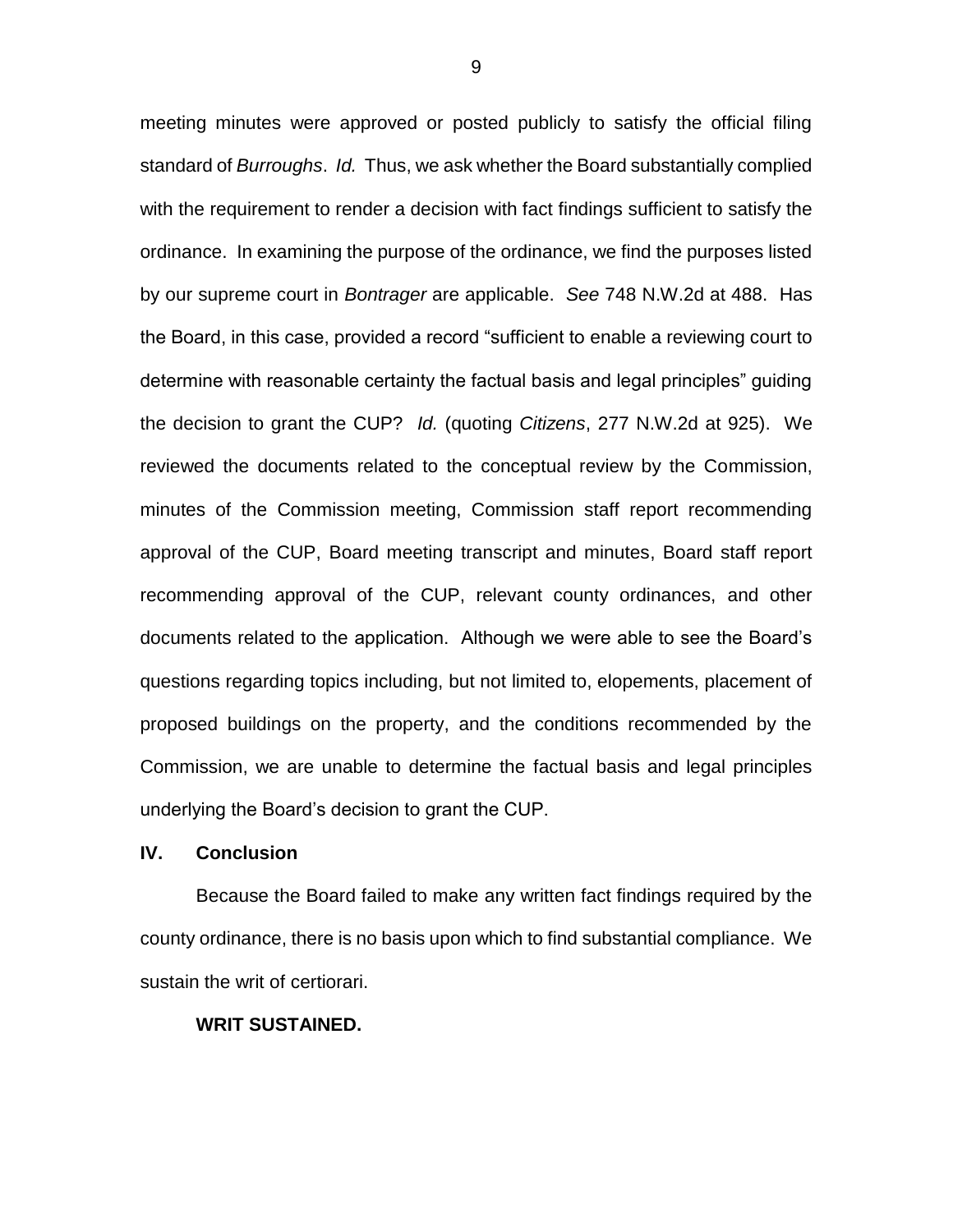meeting minutes were approved or posted publicly to satisfy the official filing standard of *Burroughs*. *Id.* Thus, we ask whether the Board substantially complied with the requirement to render a decision with fact findings sufficient to satisfy the ordinance. In examining the purpose of the ordinance, we find the purposes listed by our supreme court in *Bontrager* are applicable. *See* 748 N.W.2d at 488. Has the Board, in this case, provided a record "sufficient to enable a reviewing court to determine with reasonable certainty the factual basis and legal principles" guiding the decision to grant the CUP? *Id.* (quoting *Citizens*, 277 N.W.2d at 925). We reviewed the documents related to the conceptual review by the Commission, minutes of the Commission meeting, Commission staff report recommending approval of the CUP, Board meeting transcript and minutes, Board staff report recommending approval of the CUP, relevant county ordinances, and other documents related to the application. Although we were able to see the Board's questions regarding topics including, but not limited to, elopements, placement of proposed buildings on the property, and the conditions recommended by the Commission, we are unable to determine the factual basis and legal principles underlying the Board's decision to grant the CUP.

## IV. Conclusion

Because the Board failed to make any written fact findings required by the county ordinance, there is no basis upon which to find substantial compliance. We sustain the writ of certiorari.

**WRIT SUSTAINED.**